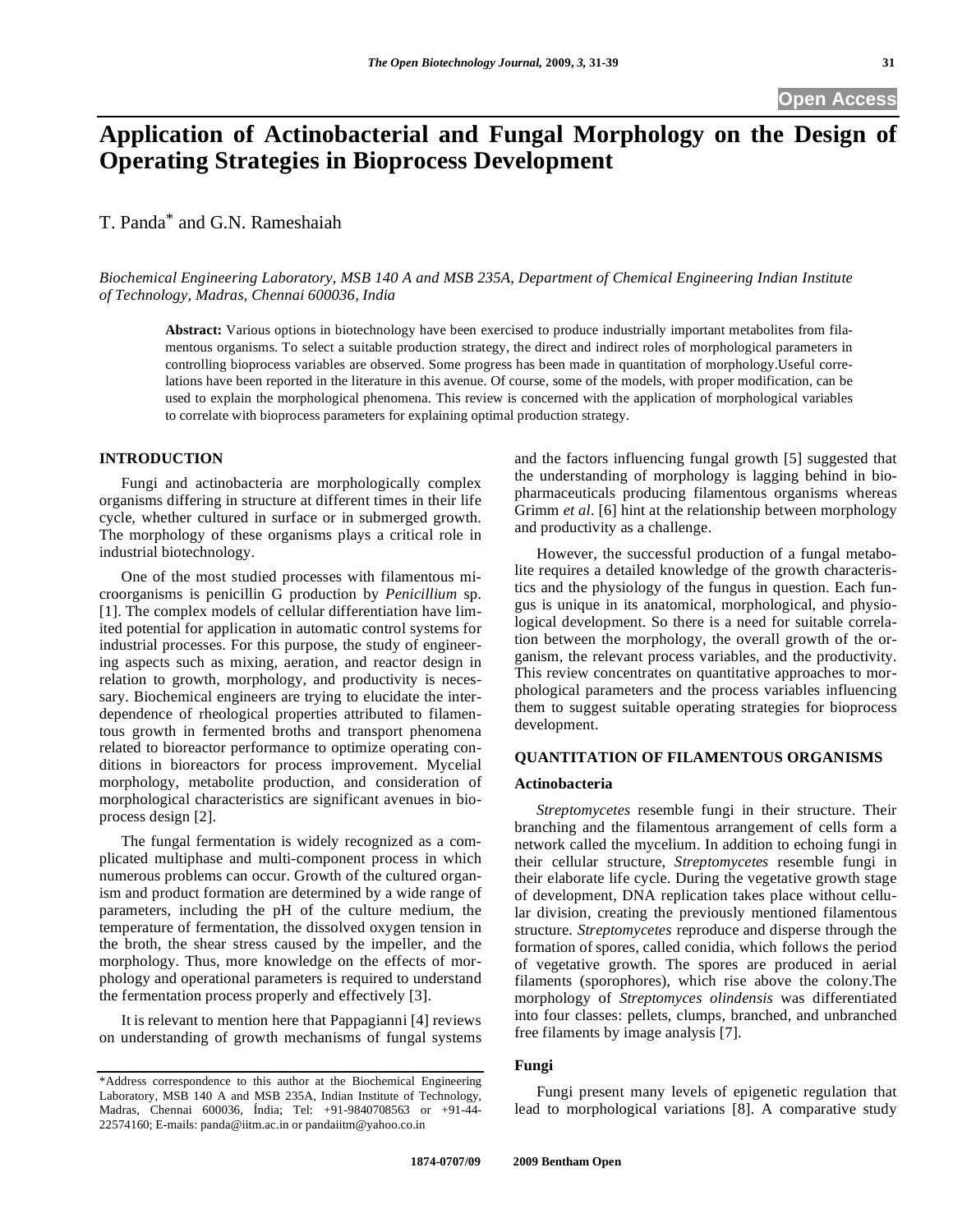# Application of Actinobacterial and Fungal Morphology on the Design of Operating Strategies in Bioprocess Development

T. Panda* and G.N. Rameshaiah

*Biochemical Engineering Laboratory, MSB 140 A and MSB 235A, Department of Chemical Engineering Indian Institute of Technology, Madras, Chennai 600036, India*

**Abstract:** Various options in biotechnology have been exercised to produce industrially important metabolites from filamentous organisms. To select a suitable production strategy, the direct and indirect roles of morphological parameters in controlling bioprocess variables are observed. Some progress has been made in quantitation of morphology.Useful correlations have been reported in the literature in this avenue. Of course, some of the models, with proper modification, can be used to explain the morphological phenomena. This review is concerned with the application of morphological variables to correlate with bioprocess parameters for explaining optimal production strategy.

## INTRODUCTION

Fungi and actinobacteria are morphologically complex organisms differing in structure at different times in their life cycle, whether cultured in surface or in submerged growth. The morphology of these organisms plays a critical role in industrial biotechnology.

One of the most studied processes with filamentous microorganisms is penicillin G production by *Penicillium* sp. [1]. The complex models of cellular differentiation have limited potential for application in automatic control systems for industrial processes. For this purpose, the study of engineering aspects such as mixing, aeration, and reactor design in relation to growth, morphology, and productivity is necessary. Biochemical engineers are trying to elucidate the interdependence of rheological properties attributed to filamentous growth in fermented broths and transport phenomena related to bioreactor performance to optimize operating conditions in bioreactors for process improvement. Mycelial morphology, metabolite production, and consideration of morphological characteristics are significant avenues in bioprocess design [2].

The fungal fermentation is widely recognized as a complicated multiphase and multi-component process in which numerous problems can occur. Growth of the cultured organism and product formation are determined by a wide range of parameters, including the pH of the culture medium, the temperature of fermentation, the dissolved oxygen tension in the broth, the shear stress caused by the impeller, and the morphology. Thus, more knowledge on the effects of morphology and operational parameters is required to understand the fermentation process properly and effectively [3].

It is relevant to mention here that Pappagianni [4] reviews on understanding of growth mechanisms of fungal systems and the factors influencing fungal growth [5] suggested that the understanding of morphology is lagging behind in biopharmaceuticals producing filamentous organisms whereas Grimm *et al*. [6] hint at the relationship between morphology and productivity as a challenge.

However, the successful production of a fungal metabolite requires a detailed knowledge of the growth characteristics and the physiology of the fungus in question. Each fungus is unique in its anatomical, morphological, and physiological development. So there is a need for suitable correlation between the morphology, the overall growth of the organism, the relevant process variables, and the productivity. This review concentrates on quantitative approaches to morphological parameters and the process variables influencing them to suggest suitable operating strategies for bioprocess development.

## QUANTITATION OF FILAMENTOUS ORGANISMS

### Actinobacteria

*Streptomycetes* resemble fungi in their structure. Their branching and the filamentous arrangement of cells form a network called the mycelium. In addition to echoing fungi in their cellular structure, *Streptomycetes* resemble fungi in their elaborate life cycle. During the vegetative growth stage of development, DNA replication takes place without cellular division, creating the previously mentioned filamentous structure. *Streptomycetes* reproduce and disperse through the formation of spores, called conidia, which follows the period of vegetative growth. The spores are produced in aerial filaments (sporophores), which rise above the colony.The morphology of *Streptomyces olindensis* was differentiated into four classes: pellets, clumps, branched, and unbranched free filaments by image analysis [7].

### Fungi

Fungi present many levels of epigenetic regulation that lead to morphological variations [8]. A comparative study

*Address correspondence to this author at the Biochemical Engineering Laboratory, MSB 140 A and MSB 235A, Indian Institute of Technology, Madras, Chennai 600036, Índia; Tel: +91-9840708563 or +91-44-22574160; E-mails: panda@iitm.ac.in or pandaiitm@yahoo.co.in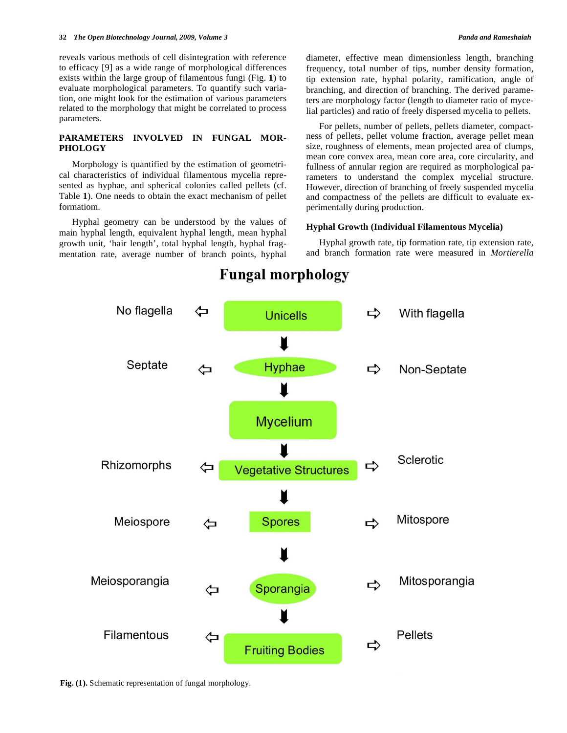reveals various methods of cell disintegration with reference to efficacy [9] as a wide range of morphological differences exists within the large group of filamentous fungi (Fig. **1**) to evaluate morphological parameters. To quantify such variation, one might look for the estimation of various parameters related to the morphology that might be correlated to process parameters.

## PARAMETERS INVOLVED IN FUNGAL MORPHOLOGY

Morphology is quantified by the estimation of geometrical characteristics of individual filamentous mycelia represented as hyphae, and spherical colonies called pellets (cf. Table **1**). One needs to obtain the exact mechanism of pellet formatiom.

Hyphal geometry can be understood by the values of main hyphal length, equivalent hyphal length, mean hyphal growth unit, 'hair length', total hyphal length, hyphal fragmentation rate, average number of branch points, hyphal diameter, effective mean dimensionless length, branching frequency, total number of tips, number density formation, tip extension rate, hyphal polarity, ramification, angle of branching, and direction of branching. The derived parameters are morphology factor (length to diameter ratio of mycelial particles) and ratio of freely dispersed mycelia to pellets.

For pellets, number of pellets, pellets diameter, compactness of pellets, pellet volume fraction, average pellet mean size, roughness of elements, mean projected area of clumps, mean core convex area, mean core area, core circularity, and fullness of annular region are required as morphological parameters to understand the complex mycelial structure. However, direction of branching of freely suspended mycelia and compactness of the pellets are difficult to evaluate experimentally during production.

### Hyphal Growth (Individual Filamentous Mycelia)

Hyphal growth rate, tip formation rate, tip extension rate, and branch formation rate were measured in *Mortierella*

**Fig. (1).** Schematic representation of fungal morphology.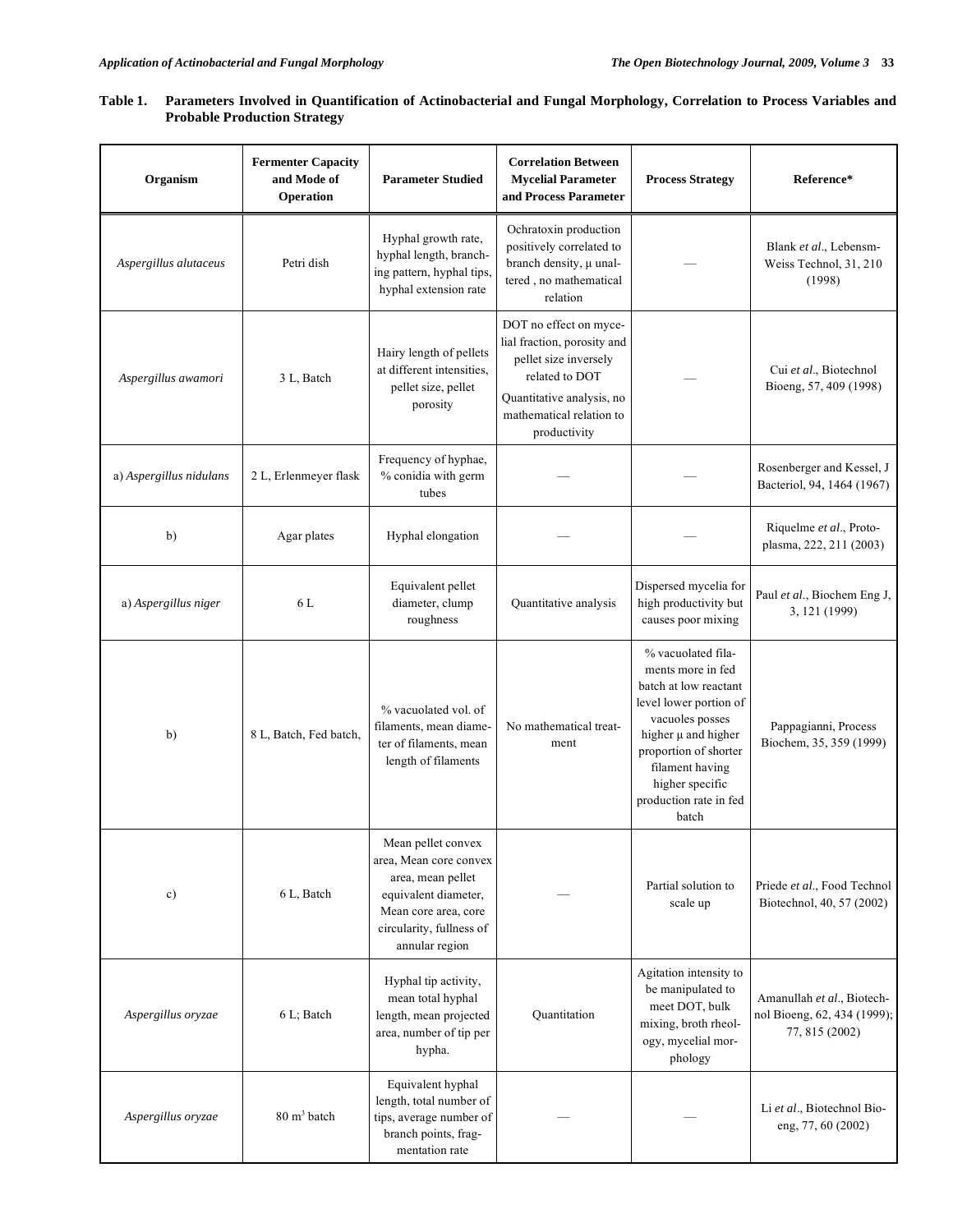**Table 1. Parameters Involved in Quantification of Actinobacterial and Fungal Morphology, Correlation to Process Variables and Probable Production Strategy**

| Organism | Fermenter Capacity and Mode of Operation | Parameter Studied | Correlation Between Mycelial Parameter and Process Parameter | Process Strategy | Reference* |
|---|---|---|---|---|---|
| *Aspergillus alutaceus* | Petri dish | Hyphal growth rate, hyphal length, branching pattern, hyphal tips, hyphal extension rate | Ochratoxin production positively correlated to branch density, μ unaltered , no mathematical relation | — | Blank *et al*., Lebensm-Weiss Technol, 31, 210 (1998) |
| *Aspergillus awamori* | 3 L, Batch | Hairy length of pellets at different intensities, pellet size, pellet porosity | DOT no effect on mycelial fraction, porosity and pellet size inversely related to DOT Quantitative analysis, no mathematical relation to productivity | — | Cui *et al*., Biotechnol Bioeng, 57, 409 (1998) |
| a) *Aspergillus nidulans* | 2 L, Erlenmeyer flask | Frequency of hyphae, % conidia with germ tubes | — | — | Rosenberger and Kessel, J Bacteriol, 94, 1464 (1967) |
| b) | Agar plates | Hyphal elongation | — | — | Riquelme *et al*., Protoplasma, 222, 211 (2003) |
| a) *Aspergillus niger* | 6 L | Equivalent pellet diameter, clump roughness | Quantitative analysis | Dispersed mycelia for high productivity but causes poor mixing | Paul *et al*., Biochem Eng J, 3, 121 (1999) |
| b) | 8 L, Batch, Fed batch, | % vacuolated vol. of filaments, mean diameter of filaments, mean length of filaments | No mathematical treatment | % vacuolated filaments more in fed batch at low reactant level lower portion of vacuoles posses higher μ and higher proportion of shorter filament having higher specific production rate in fed batch | Pappagianni, Process Biochem, 35, 359 (1999) |
| c) | 6 L, Batch | Mean pellet convex area, Mean core convex area, mean pellet equivalent diameter, Mean core area, core circularity, fullness of annular region | — | Partial solution to scale up | Priede *et al*., Food Technol Biotechnol, 40, 57 (2002) |
| *Aspergillus oryzae* | 6 L; Batch | Hyphal tip activity, mean total hyphal length, mean projected area, number of tip per hypha. | Quantitation | Agitation intensity to be manipulated to meet DOT, bulk mixing, broth rheology, mycelial morphology | Amanullah *et al*., Biotechnol Bioeng, 62, 434 (1999); 77, 815 (2002) |
| *Aspergillus oryzae* | 80 $m^3$ batch | Equivalent hyphal length, total number of tips, average number of branch points, fragmentation rate | — | — | Li *et al*., Biotechnol Bioeng, 77, 60 (2002) |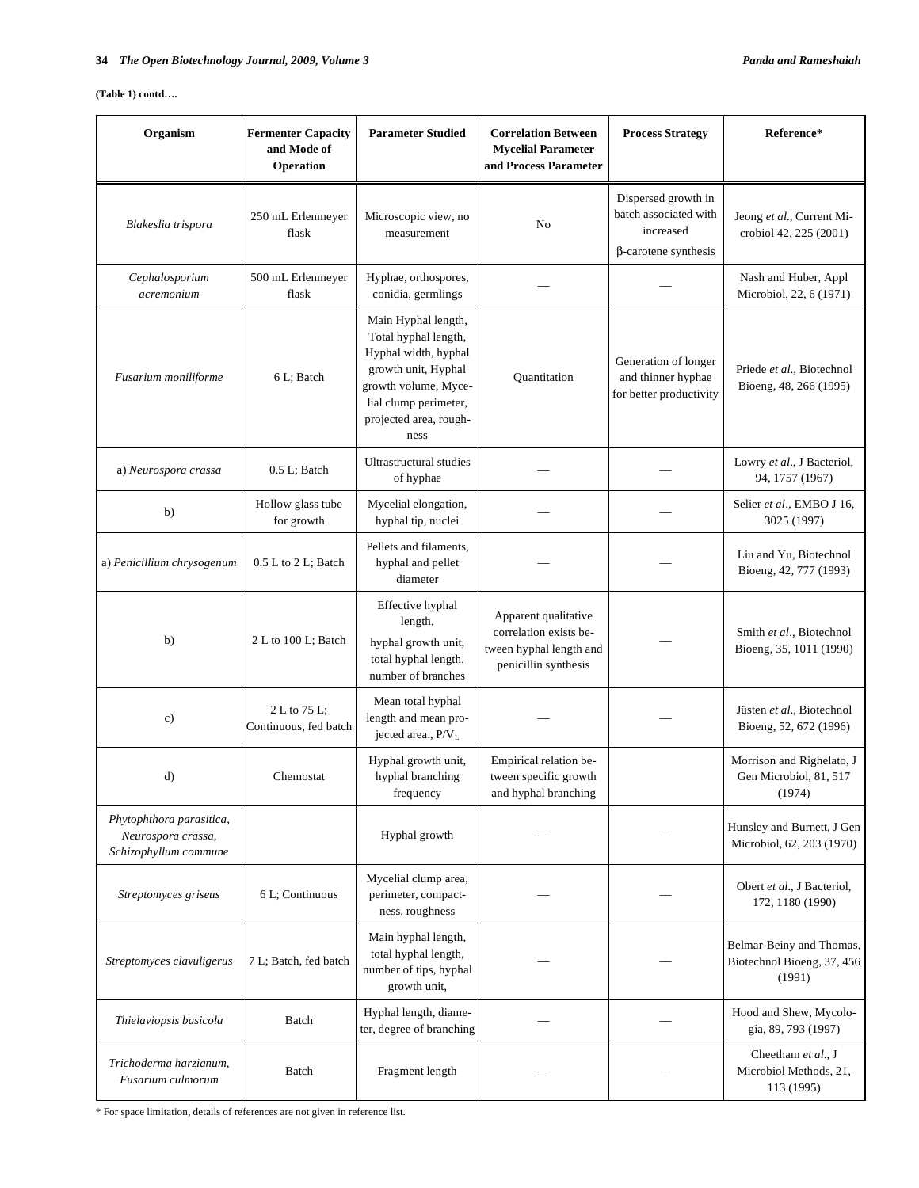**(Table 1) contd….**

| Organism | Fermenter Capacity and Mode of Operation | Parameter Studied | Correlation Between Mycelial Parameter and Process Parameter | Process Strategy | Reference* |
|---|---|---|---|---|---|
| *Blakeslia trispora* | 250 mL Erlenmeyer flask | Microscopic view, no measurement | No | Dispersed growth in batch associated with increased β-carotene synthesis | Jeong *et al*., Current Microbiol 42, 225 (2001) |
| *Cephalosporium acremonium* | 500 mL Erlenmeyer flask | Hyphae, orthospores, conidia, germlings | — | — | Nash and Huber, Appl Microbiol, 22, 6 (1971) |
| *Fusarium moniliforme* | 6 L; Batch | Main Hyphal length, Total hyphal length, Hyphal width, hyphal growth unit, Hyphal growth volume, Mycelial clump perimeter, projected area, roughness | Quantitation | Generation of longer and thinner hyphae for better productivity | Priede *et al*., Biotechnol Bioeng, 48, 266 (1995) |
| a) *Neurospora crassa* | 0.5 L; Batch | Ultrastructural studies of hyphae | — | — | Lowry *et al*., J Bacteriol, 94, 1757 (1967) |
| b) | Hollow glass tube for growth | Mycelial elongation, hyphal tip, nuclei | — | — | Selier *et al*., EMBO J 16, 3025 (1997) |
| a) *Penicillium chrysogenum* | 0.5 L to 2 L; Batch | Pellets and filaments, hyphal and pellet diameter | — | — | Liu and Yu, Biotechnol Bioeng, 42, 777 (1993) |
| b) | 2 L to 100 L; Batch | Effective hyphal length, hyphal growth unit, total hyphal length, number of branches | Apparent qualitative correlation exists between hyphal length and penicillin synthesis | — | Smith *et al*., Biotechnol Bioeng, 35, 1011 (1990) |
| c) | 2 L to 75 L; Continuous, fed batch | Mean total hyphal length and mean projected area., $P/V_L$ | — | — | Jüsten *et al*., Biotechnol Bioeng, 52, 672 (1996) |
| d) | Chemostat | Hyphal growth unit, hyphal branching frequency | Empirical relation between specific growth and hyphal branching | | Morrison and Righelato, J Gen Microbiol, 81, 517 (1974) |
| *Phytophthora parasitica*, *Neurospora crassa*, *Schizophyllum commune* | | Hyphal growth | — | — | Hunsley and Burnett, J Gen Microbiol, 62, 203 (1970) |
| *Streptomyces griseus* | 6 L; Continuous | Mycelial clump area, perimeter, compactness, roughness | — | — | Obert *et al*., J Bacteriol, 172, 1180 (1990) |
| *Streptomyces clavuligerus* | 7 L; Batch, fed batch | Main hyphal length, total hyphal length, number of tips, hyphal growth unit, | — | — | Belmar-Beiny and Thomas, Biotechnol Bioeng, 37, 456 (1991) |
| *Thielaviopsis basicola* | Batch | Hyphal length, diameter, degree of branching | — | — | Hood and Shew, Mycologia, 89, 793 (1997) |
| *Trichoderma harzianum*, *Fusarium culmorum* | Batch | Fragment length | — | — | Cheetham *et al*., J Microbiol Methods, 21, 113 (1995) |

\* For space limitation, details of references are not given in reference list.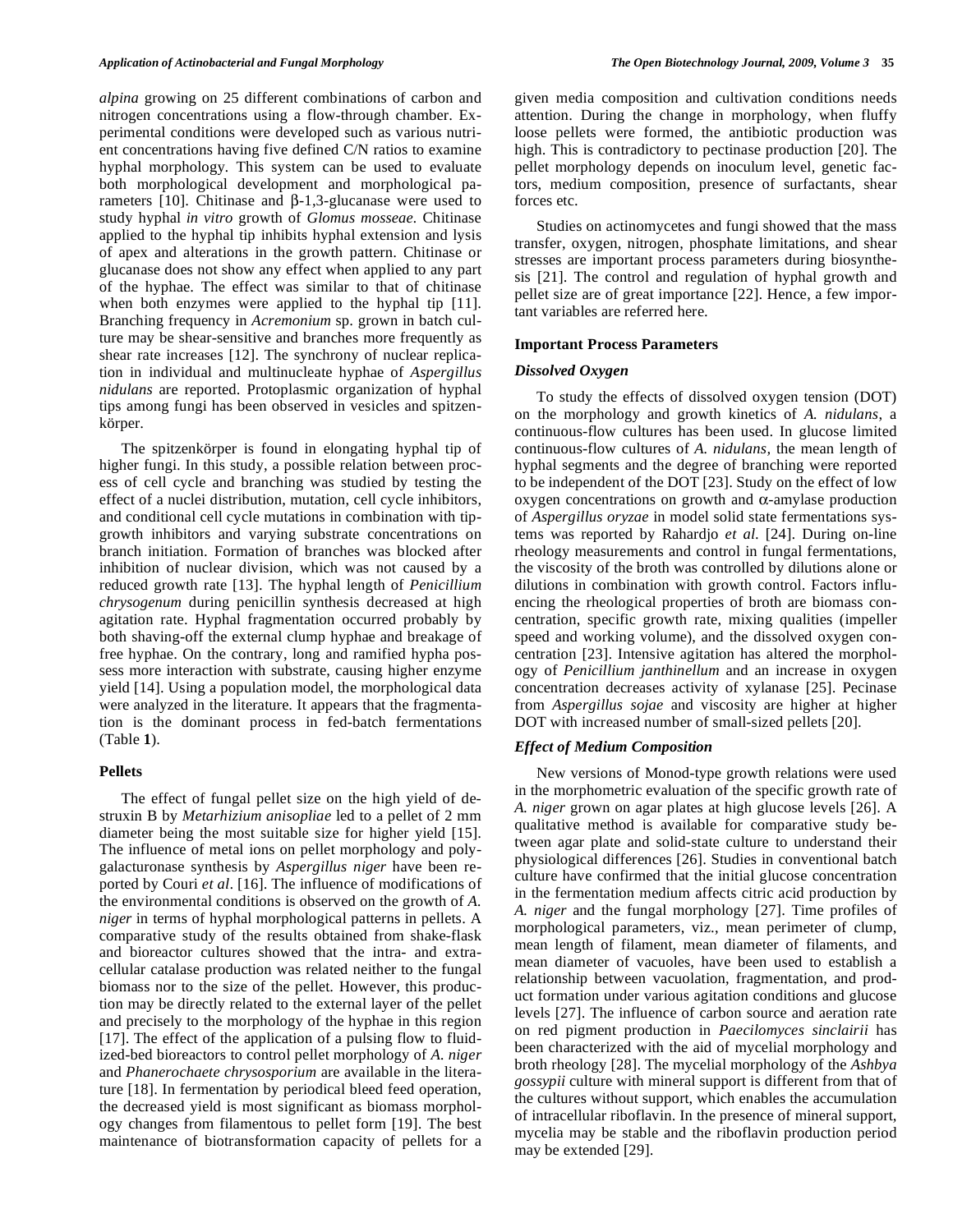*alpina* growing on 25 different combinations of carbon and nitrogen concentrations using a flow-through chamber. Experimental conditions were developed such as various nutrient concentrations having five defined C/N ratios to examine hyphal morphology. This system can be used to evaluate both morphological development and morphological parameters [10]. Chitinase and β-1,3-glucanase were used to study hyphal *in vitro* growth of *Glomus mosseae.* Chitinase applied to the hyphal tip inhibits hyphal extension and lysis of apex and alterations in the growth pattern. Chitinase or glucanase does not show any effect when applied to any part of the hyphae. The effect was similar to that of chitinase when both enzymes were applied to the hyphal tip [11]. Branching frequency in *Acremonium* sp. grown in batch culture may be shear-sensitive and branches more frequently as shear rate increases [12]. The synchrony of nuclear replication in individual and multinucleate hyphae of *Aspergillus nidulans* are reported. Protoplasmic organization of hyphal tips among fungi has been observed in vesicles and spitzenkörper.

The spitzenkörper is found in elongating hyphal tip of higher fungi. In this study, a possible relation between process of cell cycle and branching was studied by testing the effect of a nuclei distribution, mutation, cell cycle inhibitors, and conditional cell cycle mutations in combination with tip-growth inhibitors and varying substrate concentrations on branch initiation. Formation of branches was blocked after inhibition of nuclear division, which was not caused by a reduced growth rate [13]. The hyphal length of *Penicillium chrysogenum* during penicillin synthesis decreased at high agitation rate. Hyphal fragmentation occurred probably by both shaving-off the external clump hyphae and breakage of free hyphae. On the contrary, long and ramified hypha possess more interaction with substrate, causing higher enzyme yield [14]. Using a population model, the morphological data were analyzed in the literature. It appears that the fragmentation is the dominant process in fed-batch fermentations (Table **1**).

#### Pellets

The effect of fungal pellet size on the high yield of destruxin B by *Metarhizium anisopliae* led to a pellet of 2 mm diameter being the most suitable size for higher yield [15]. The influence of metal ions on pellet morphology and polygalacturonase synthesis by *Aspergillus niger* have been reported by Couri *et al*. [16]. The influence of modifications of the environmental conditions is observed on the growth of *A. niger* in terms of hyphal morphological patterns in pellets. A comparative study of the results obtained from shake-flask and bioreactor cultures showed that the intra- and extracellular catalase production was related neither to the fungal biomass nor to the size of the pellet. However, this production may be directly related to the external layer of the pellet and precisely to the morphology of the hyphae in this region [17]. The effect of the application of a pulsing flow to fluidized-bed bioreactors to control pellet morphology of *A. niger* and *Phanerochaete chrysosporium* are available in the literature [18]. In fermentation by periodical bleed feed operation, the decreased yield is most significant as biomass morphology changes from filamentous to pellet form [19]. The best maintenance of biotransformation capacity of pellets for a given media composition and cultivation conditions needs attention. During the change in morphology, when fluffy loose pellets were formed, the antibiotic production was high. This is contradictory to pectinase production [20]. The pellet morphology depends on inoculum level, genetic factors, medium composition, presence of surfactants, shear forces etc.

Studies on actinomycetes and fungi showed that the mass transfer, oxygen, nitrogen, phosphate limitations, and shear stresses are important process parameters during biosynthesis [21]. The control and regulation of hyphal growth and pellet size are of great importance [22]. Hence, a few important variables are referred here.

#### Important Process Parameters

##### *Dissolved Oxygen*

To study the effects of dissolved oxygen tension (DOT) on the morphology and growth kinetics of *A. nidulans*, a continuous-flow cultures has been used. In glucose limited continuous-flow cultures of *A. nidulans,* the mean length of hyphal segments and the degree of branching were reported to be independent of the DOT [23]. Study on the effect of low oxygen concentrations on growth and α-amylase production of *Aspergillus oryzae* in model solid state fermentations systems was reported by Rahardjo *et al.* [24]. During on-line rheology measurements and control in fungal fermentations, the viscosity of the broth was controlled by dilutions alone or dilutions in combination with growth control. Factors influencing the rheological properties of broth are biomass concentration, specific growth rate, mixing qualities (impeller speed and working volume), and the dissolved oxygen concentration [23]. Intensive agitation has altered the morphology of *Penicillium janthinellum* and an increase in oxygen concentration decreases activity of xylanase [25]. Pecinase from *Aspergillus sojae* and viscosity are higher at higher DOT with increased number of small-sized pellets [20].

##### *Effect of Medium Composition*

New versions of Monod-type growth relations were used in the morphometric evaluation of the specific growth rate of *A. niger* grown on agar plates at high glucose levels [26]. A qualitative method is available for comparative study between agar plate and solid-state culture to understand their physiological differences [26]. Studies in conventional batch culture have confirmed that the initial glucose concentration in the fermentation medium affects citric acid production by *A. niger* and the fungal morphology [27]. Time profiles of morphological parameters, viz., mean perimeter of clump, mean length of filament, mean diameter of filaments, and mean diameter of vacuoles, have been used to establish a relationship between vacuolation, fragmentation, and product formation under various agitation conditions and glucose levels [27]. The influence of carbon source and aeration rate on red pigment production in *Paecilomyces sinclairii* has been characterized with the aid of mycelial morphology and broth rheology [28]. The mycelial morphology of the *Ashbya gossypii* culture with mineral support is different from that of the cultures without support, which enables the accumulation of intracellular riboflavin. In the presence of mineral support, mycelia may be stable and the riboflavin production period may be extended [29].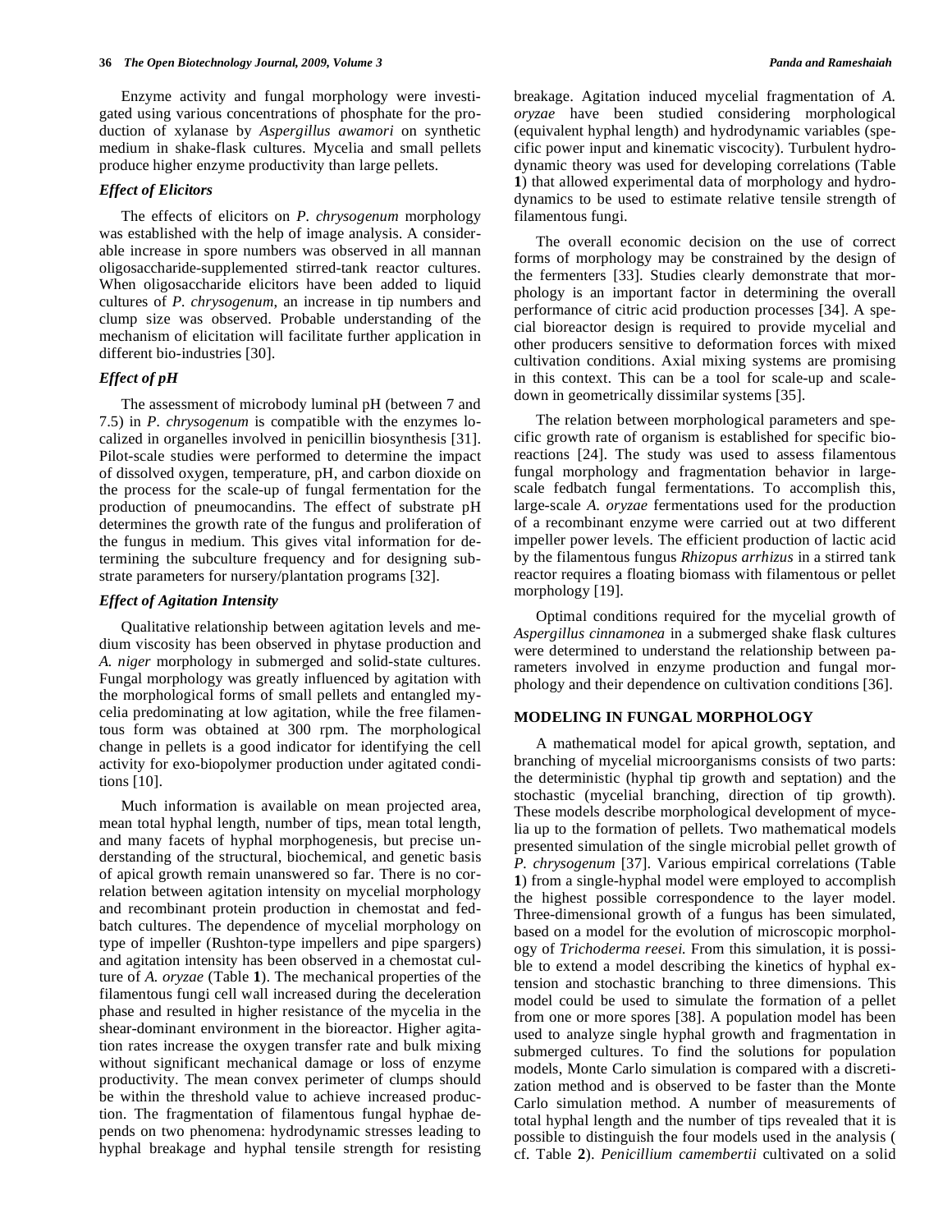Enzyme activity and fungal morphology were investigated using various concentrations of phosphate for the production of xylanase by *Aspergillus awamori* on synthetic medium in shake-flask cultures. Mycelia and small pellets produce higher enzyme productivity than large pellets.

### *Effect of Elicitors*

The effects of elicitors on *P. chrysogenum* morphology was established with the help of image analysis. A considerable increase in spore numbers was observed in all mannan oligosaccharide-supplemented stirred-tank reactor cultures. When oligosaccharide elicitors have been added to liquid cultures of *P. chrysogenum*, an increase in tip numbers and clump size was observed. Probable understanding of the mechanism of elicitation will facilitate further application in different bio-industries [30].

### *Effect of pH*

The assessment of microbody luminal pH (between 7 and 7.5) in *P. chrysogenum* is compatible with the enzymes localized in organelles involved in penicillin biosynthesis [31]. Pilot-scale studies were performed to determine the impact of dissolved oxygen, temperature, pH, and carbon dioxide on the process for the scale-up of fungal fermentation for the production of pneumocandins. The effect of substrate pH determines the growth rate of the fungus and proliferation of the fungus in medium. This gives vital information for determining the subculture frequency and for designing substrate parameters for nursery/plantation programs [32].

### *Effect of Agitation Intensity*

Qualitative relationship between agitation levels and medium viscosity has been observed in phytase production and *A. niger* morphology in submerged and solid-state cultures. Fungal morphology was greatly influenced by agitation with the morphological forms of small pellets and entangled mycelia predominating at low agitation, while the free filamentous form was obtained at 300 rpm. The morphological change in pellets is a good indicator for identifying the cell activity for exo-biopolymer production under agitated conditions [10].

Much information is available on mean projected area, mean total hyphal length, number of tips, mean total length, and many facets of hyphal morphogenesis, but precise understanding of the structural, biochemical, and genetic basis of apical growth remain unanswered so far. There is no correlation between agitation intensity on mycelial morphology and recombinant protein production in chemostat and fed-batch cultures. The dependence of mycelial morphology on type of impeller (Rushton-type impellers and pipe spargers) and agitation intensity has been observed in a chemostat culture of *A. oryzae* (Table **1**). The mechanical properties of the filamentous fungi cell wall increased during the deceleration phase and resulted in higher resistance of the mycelia in the shear-dominant environment in the bioreactor. Higher agitation rates increase the oxygen transfer rate and bulk mixing without significant mechanical damage or loss of enzyme productivity. The mean convex perimeter of clumps should be within the threshold value to achieve increased production. The fragmentation of filamentous fungal hyphae depends on two phenomena: hydrodynamic stresses leading to hyphal breakage and hyphal tensile strength for resisting breakage. Agitation induced mycelial fragmentation of *A. oryzae* have been studied considering morphological (equivalent hyphal length) and hydrodynamic variables (specific power input and kinematic viscocity). Turbulent hydrodynamic theory was used for developing correlations (Table **1**) that allowed experimental data of morphology and hydrodynamics to be used to estimate relative tensile strength of filamentous fungi.

The overall economic decision on the use of correct forms of morphology may be constrained by the design of the fermenters [33]. Studies clearly demonstrate that morphology is an important factor in determining the overall performance of citric acid production processes [34]. A special bioreactor design is required to provide mycelial and other producers sensitive to deformation forces with mixed cultivation conditions. Axial mixing systems are promising in this context. This can be a tool for scale-up and scale-down in geometrically dissimilar systems [35].

The relation between morphological parameters and specific growth rate of organism is established for specific bioreactions [24]. The study was used to assess filamentous fungal morphology and fragmentation behavior in large-scale fedbatch fungal fermentations. To accomplish this, large-scale *A. oryzae* fermentations used for the production of a recombinant enzyme were carried out at two different impeller power levels. The efficient production of lactic acid by the filamentous fungus *Rhizopus arrhizus* in a stirred tank reactor requires a floating biomass with filamentous or pellet morphology [19].

Optimal conditions required for the mycelial growth of *Aspergillus cinnamonea* in a submerged shake flask cultures were determined to understand the relationship between parameters involved in enzyme production and fungal morphology and their dependence on cultivation conditions [36].

## MODELING IN FUNGAL MORPHOLOGY

A mathematical model for apical growth, septation, and branching of mycelial microorganisms consists of two parts: the deterministic (hyphal tip growth and septation) and the stochastic (mycelial branching, direction of tip growth). These models describe morphological development of mycelia up to the formation of pellets. Two mathematical models presented simulation of the single microbial pellet growth of *P. chrysogenum* [37]. Various empirical correlations (Table **1**) from a single-hyphal model were employed to accomplish the highest possible correspondence to the layer model. Three-dimensional growth of a fungus has been simulated, based on a model for the evolution of microscopic morphology of *Trichoderma reesei.* From this simulation, it is possible to extend a model describing the kinetics of hyphal extension and stochastic branching to three dimensions. This model could be used to simulate the formation of a pellet from one or more spores [38]. A population model has been used to analyze single hyphal growth and fragmentation in submerged cultures. To find the solutions for population models, Monte Carlo simulation is compared with a discretization method and is observed to be faster than the Monte Carlo simulation method. A number of measurements of total hyphal length and the number of tips revealed that it is possible to distinguish the four models used in the analysis ( cf. Table **2**). *Penicillium camembertii* cultivated on a solid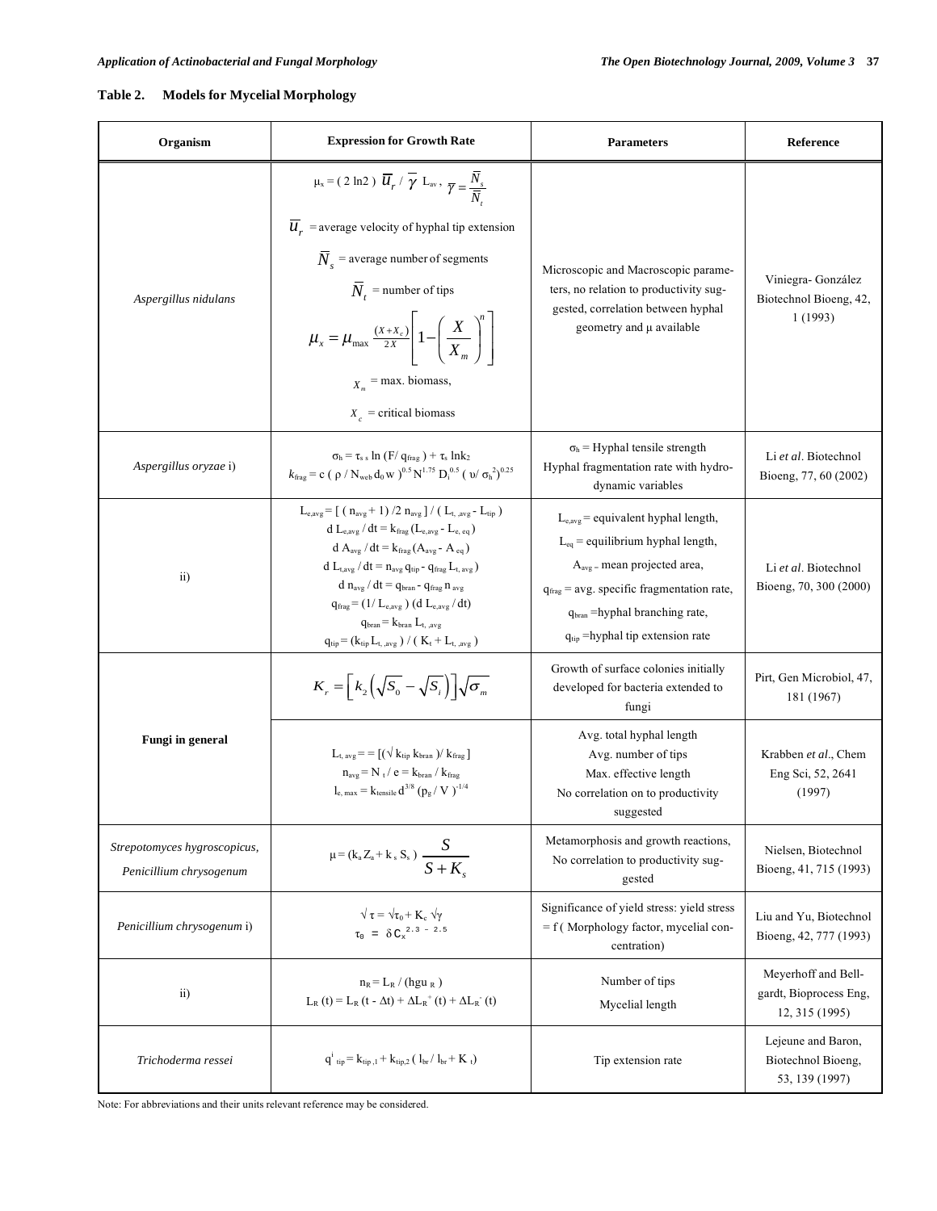**Table 2. Models for Mycelial Morphology**

| Organism | Expression for Growth Rate | Parameters | Reference |
|---|---|---|---|
| *Aspergillus nidulans* | $\mu_x = (2 \ln 2)\ \overline{u}_r / \overline{\gamma}\ L_{av},\ \overline{\gamma} = \frac{\overline{N}_s}{\overline{N}_t}$ <br> $\overline{u}_r$ = average velocity of hyphal tip extension <br> $\overline{N}_s$ = average number of segments <br> $\overline{N}_t$ = number of tips <br> $\mu_x = \mu_{\max} \frac{(X+X_c)}{2X}\left[1-\left(\frac{X}{X_m}\right)^n\right]$ <br> $X_m$ = max. biomass, <br> $X_c$ = critical biomass | Microscopic and Macroscopic parameters, no relation to productivity suggested, correlation between hyphal geometry and μ available | Viniegra- González Biotechnol Bioeng, 42, 1 (1993) |
| *Aspergillus oryzae* i) | $\sigma_h = \tau_{s\,s} \ln (F/ q_{frag}) + \tau_s \ln k_2$ <br> $k_{frag} = c\ (\rho / N_{web}\, d_0\, w)^{0.5} N^{1.75} D_i^{0.5} (\upsilon/ \sigma_h^2)^{0.25}$ | $\sigma_h$ = Hyphal tensile strength <br> Hyphal fragmentation rate with hydrodynamic variables | Li *et al*. Biotechnol Bioeng, 77, 60 (2002) |
| ii) | $L_{e,avg} = [ (n_{avg} + 1) / 2\, n_{avg} ] / (L_{t,avg} - L_{tip})$ <br> $d\,L_{e,avg} / dt = k_{frag} (L_{e,avg} - L_{e,eq})$ <br> $d\,A_{avg} / dt = k_{frag} (A_{avg} - A_{eq})$ <br> $d\,L_{t,avg} / dt = n_{avg}\, q_{tip} - q_{frag}\, L_{t,avg}$ <br> $d\,n_{avg} / dt = q_{bran} - q_{frag}\, n_{avg}$ <br> $q_{frag} = (1/ L_{e,avg}) (d\,L_{e,avg} / dt)$ <br> $q_{bran} = k_{bran}\, L_{t,avg}$ <br> $q_{tip} = (k_{tip}\, L_{t,avg}) / (K_t + L_{t,avg})$ | $L_{e,avg}$ = equivalent hyphal length, <br> $L_{eq}$ = equilibrium hyphal length, <br> $A_{avg}$ – mean projected area, <br> $q_{frag}$ = avg. specific fragmentation rate, <br> $q_{bran}$ =hyphal branching rate, <br> $q_{tip}$ =hyphal tip extension rate | Li *et al*. Biotechnol Bioeng, 70, 300 (2000) |
| **Fungi in general** | $K_r = \left[k_2\left(\sqrt{S_0} - \sqrt{S_i}\right)\right]\sqrt{\sigma_m}$ | Growth of surface colonies initially developed for bacteria extended to fungi | Pirt, Gen Microbiol, 47, 181 (1967) |
| | $L_{t,avg} = = [(\sqrt{k_{tip}\, k_{bran}}) / k_{frag}]$ <br> $n_{avg} = N_t / e = k_{bran} / k_{frag}$ <br> $l_{e,\max} = k_{tensile}\, d^{3/8} (p_g / V)^{-1/4}$ | Avg. total hyphal length <br> Avg. number of tips <br> Max. effective length <br> No correlation on to productivity suggested | Krabben *et al*., Chem Eng Sci, 52, 2641 (1997) |
| *Strepotomyces hygroscopicus, Penicillium chrysogenum* | $\mu = (k_a Z_a + k_s S_s)\ \frac{S}{S + K_s}$ | Metamorphosis and growth reactions, No correlation to productivity suggested | Nielsen, Biotechnol Bioeng, 41, 715 (1993) |
| *Penicillium chrysogenum* i) | $\sqrt{\tau} = \sqrt{\tau_0} + K_c \sqrt{\gamma}$ <br> $\tau_0 = \delta C_x^{2.3-2.5}$ | Significance of yield stress: yield stress = f ( Morphology factor, mycelial concentration) | Liu and Yu, Biotechnol Bioeng, 42, 777 (1993) |
| ii) | $n_R = L_R / (hgu_R)$ <br> $L_R(t) = L_R(t - \Delta t) + \Delta L_R^+(t) + \Delta L_R^-(t)$ | Number of tips <br> Mycelial length | Meyerhoff and Bellgardt, Bioprocess Eng, 12, 315 (1995) |
| *Trichoderma ressei* | $q^i_{tip} = k_{tip,1} + k_{tip,2} (l_{br} / l_{br} + K_t)$ | Tip extension rate | Lejeune and Baron, Biotechnol Bioeng, 53, 139 (1997) |

Note: For abbreviations and their units relevant reference may be considered.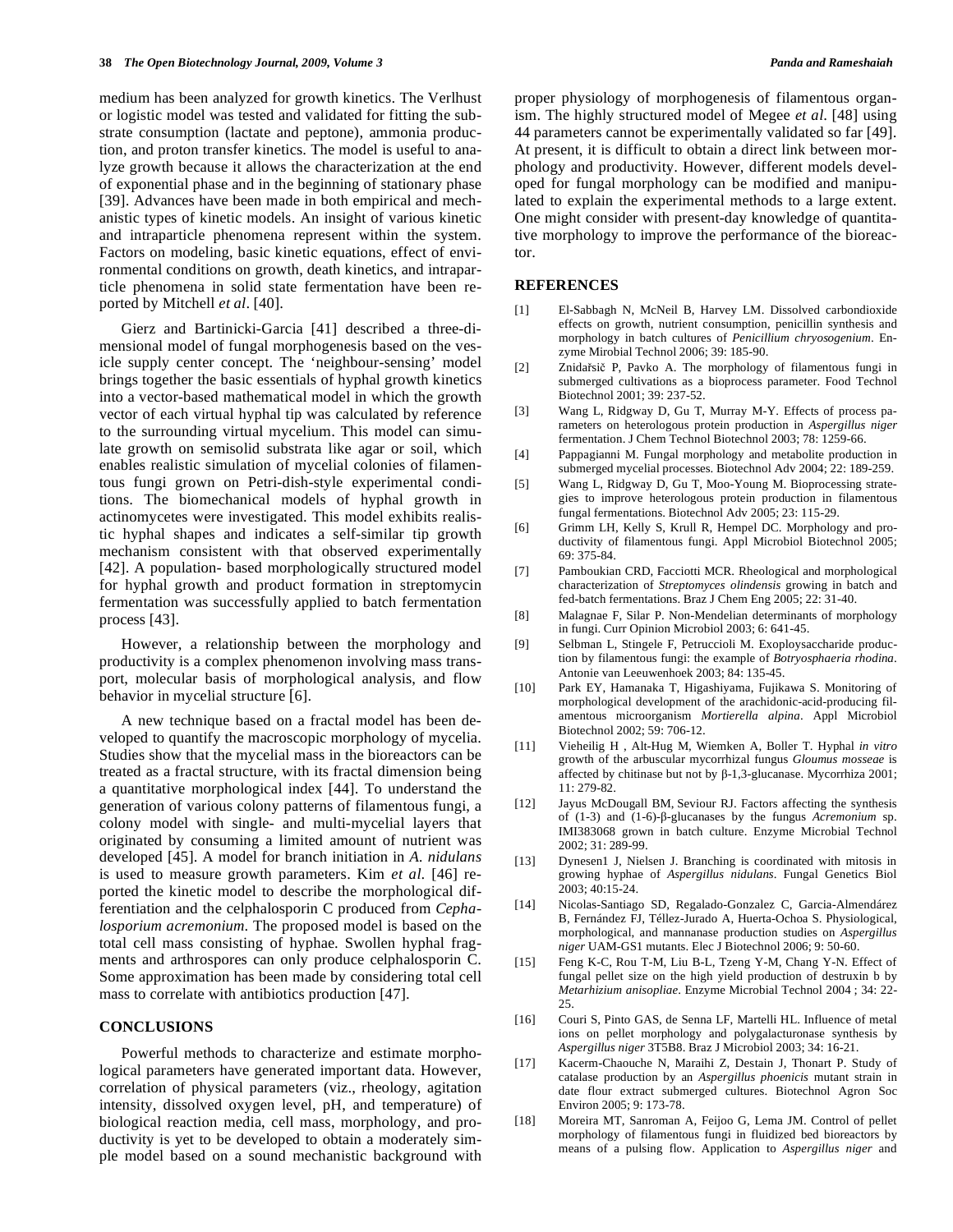medium has been analyzed for growth kinetics. The Verlhust or logistic model was tested and validated for fitting the substrate consumption (lactate and peptone), ammonia production, and proton transfer kinetics. The model is useful to analyze growth because it allows the characterization at the end of exponential phase and in the beginning of stationary phase [39]. Advances have been made in both empirical and mechanistic types of kinetic models. An insight of various kinetic and intraparticle phenomena represent within the system. Factors on modeling, basic kinetic equations, effect of environmental conditions on growth, death kinetics, and intraparticle phenomena in solid state fermentation have been reported by Mitchell *et al*. [40].

Gierz and Bartinicki-Garcia [41] described a three-dimensional model of fungal morphogenesis based on the vesicle supply center concept. The 'neighbour-sensing' model brings together the basic essentials of hyphal growth kinetics into a vector-based mathematical model in which the growth vector of each virtual hyphal tip was calculated by reference to the surrounding virtual mycelium. This model can simulate growth on semisolid substrata like agar or soil, which enables realistic simulation of mycelial colonies of filamentous fungi grown on Petri-dish-style experimental conditions. The biomechanical models of hyphal growth in actinomycetes were investigated. This model exhibits realistic hyphal shapes and indicates a self-similar tip growth mechanism consistent with that observed experimentally [42]. A population- based morphologically structured model for hyphal growth and product formation in streptomycin fermentation was successfully applied to batch fermentation process [43].

However, a relationship between the morphology and productivity is a complex phenomenon involving mass transport, molecular basis of morphological analysis, and flow behavior in mycelial structure [6].

A new technique based on a fractal model has been developed to quantify the macroscopic morphology of mycelia. Studies show that the mycelial mass in the bioreactors can be treated as a fractal structure, with its fractal dimension being a quantitative morphological index [44]. To understand the generation of various colony patterns of filamentous fungi, a colony model with single- and multi-mycelial layers that originated by consuming a limited amount of nutrient was developed [45]. A model for branch initiation in *A. nidulans* is used to measure growth parameters. Kim *et al.* [46] reported the kinetic model to describe the morphological differentiation and the celphalosporin C produced from *Cephalosporium acremonium*. The proposed model is based on the total cell mass consisting of hyphae. Swollen hyphal fragments and arthrospores can only produce celphalosporin C. Some approximation has been made by considering total cell mass to correlate with antibiotics production [47].

## CONCLUSIONS

Powerful methods to characterize and estimate morphological parameters have generated important data. However, correlation of physical parameters (viz., rheology, agitation intensity, dissolved oxygen level, pH, and temperature) of biological reaction media, cell mass, morphology, and productivity is yet to be developed to obtain a moderately simple model based on a sound mechanistic background with proper physiology of morphogenesis of filamentous organism. The highly structured model of Megee *et al*. [48] using 44 parameters cannot be experimentally validated so far [49]. At present, it is difficult to obtain a direct link between morphology and productivity. However, different models developed for fungal morphology can be modified and manipulated to explain the experimental methods to a large extent. One might consider with present-day knowledge of quantitative morphology to improve the performance of the bioreactor.

## REFERENCES

[1] El-Sabbagh N, McNeil B, Harvey LM. Dissolved carbondioxide effects on growth, nutrient consumption, penicillin synthesis and morphology in batch cultures of *Penicillium chryosogenium*. Enzyme Mirobial Technol 2006; 39: 185-90.

[2] Znidaršič P, Pavko A. The morphology of filamentous fungi in submerged cultivations as a bioprocess parameter. Food Technol Biotechnol 2001; 39: 237-52.

[3] Wang L, Ridgway D, Gu T, Murray M-Y. Effects of process parameters on heterologous protein production in *Aspergillus niger* fermentation. J Chem Technol Biotechnol 2003; 78: 1259-66.

[4] Pappagianni M. Fungal morphology and metabolite production in submerged mycelial processes. Biotechnol Adv 2004; 22: 189-259.

[5] Wang L, Ridgway D, Gu T, Moo-Young M. Bioprocessing strategies to improve heterologous protein production in filamentous fungal fermentations. Biotechnol Adv 2005; 23: 115-29.

[6] Grimm LH, Kelly S, Krull R, Hempel DC. Morphology and productivity of filamentous fungi. Appl Microbiol Biotechnol 2005; 69: 375-84.

[7] Pamboukian CRD, Facciotti MCR. Rheological and morphological characterization of *Streptomyces olindensis* growing in batch and fed-batch fermentations. Braz J Chem Eng 2005; 22: 31-40.

[8] Malagnae F, Silar P. Non-Mendelian determinants of morphology in fungi. Curr Opinion Microbiol 2003; 6: 641-45.

[9] Selbman L, Stingele F, Petruccioli M. Exoploysaccharide production by filamentous fungi: the example of *Botryosphaeria rhodina*. Antonie van Leeuwenhoek 2003; 84: 135-45.

[10] Park EY, Hamanaka T, Higashiyama, Fujikawa S. Monitoring of morphological development of the arachidonic-acid-producing filamentous microorganism *Mortierella alpina*. Appl Microbiol Biotechnol 2002; 59: 706-12.

[11] Vieheilig H , Alt-Hug M, Wiemken A, Boller T. Hyphal *in vitro* growth of the arbuscular mycorrhizal fungus *Gloumus mosseae* is affected by chitinase but not by β-1,3-glucanase. Mycorrhiza 2001; 11: 279-82.

[12] Jayus McDougall BM, Seviour RJ. Factors affecting the synthesis of (1-3) and (1-6)-β-glucanases by the fungus *Acremonium* sp. IMI383068 grown in batch culture. Enzyme Microbial Technol 2002; 31: 289-99.

[13] Dynesen1 J, Nielsen J. Branching is coordinated with mitosis in growing hyphae of *Aspergillus nidulans*. Fungal Genetics Biol 2003; 40:15-24.

[14] Nicolas-Santiago SD, Regalado-Gonzalez C, Garcia-Almendárez B, Fernández FJ, Téllez-Jurado A, Huerta-Ochoa S. Physiological, morphological, and mannanase production studies on *Aspergillus niger* UAM-GS1 mutants. Elec J Biotechnol 2006; 9: 50-60.

[15] Feng K-C, Rou T-M, Liu B-L, Tzeng Y-M, Chang Y-N. Effect of fungal pellet size on the high yield production of destruxin b by *Metarhizium anisopliae*. Enzyme Microbial Technol 2004 ; 34: 22-25.

[16] Couri S, Pinto GAS, de Senna LF, Martelli HL. Influence of metal ions on pellet morphology and polygalacturonase synthesis by *Aspergillus niger* 3T5B8. Braz J Microbiol 2003; 34: 16-21.

[17] Kacerm-Chaouche N, Maraihi Z, Destain J, Thonart P. Study of catalase production by an *Aspergillus phoenicis* mutant strain in date flour extract submerged cultures. Biotechnol Agron Soc Environ 2005; 9: 173-78.

[18] Moreira MT, Sanroman A, Feijoo G, Lema JM. Control of pellet morphology of filamentous fungi in fluidized bed bioreactors by means of a pulsing flow. Application to *Aspergillus niger* and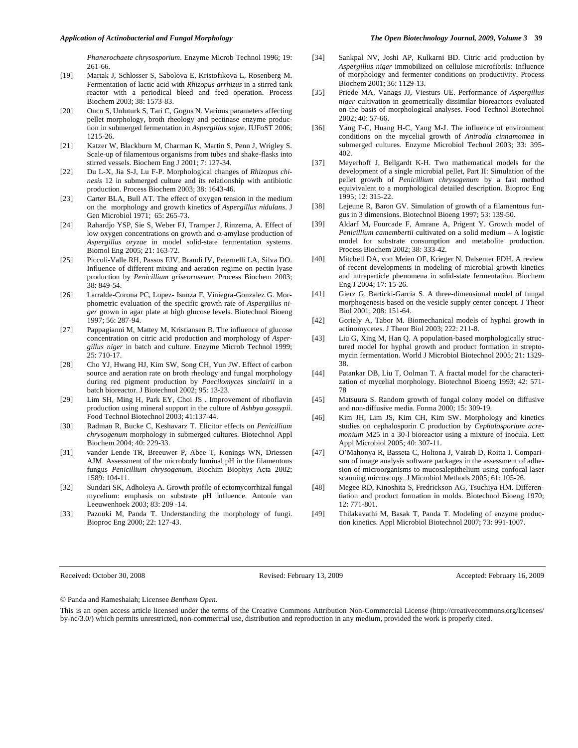*Phanerochaete chrysosporium*. Enzyme Microb Technol 1996; 19: 261-66.

[19] Martak J, Schlosser S, Sabolova E, Kristofıkova L, Rosenberg M. Fermentation of lactic acid with *Rhizopus arrhizus* in a stirred tank reactor with a periodical bleed and feed operation. Process Biochem 2003; 38: 1573-83.

[20] Oncu S, Unluturk S, Tari C, Gogus N. Various parameters affecting pellet morphology, broth rheology and pectinase enzyme production in submerged fermentation in *Aspergillus sojae*. IUFoST 2006; 1215-26.

[21] Katzer W, Blackburn M, Charman K, Martin S, Penn J, Wrigley S. Scale-up of filamentous organisms from tubes and shake-flasks into stirred vessels. Biochem Eng J 2001; 7: 127-34.

[22] Du L-X, Jia S-J, Lu F-P. Morphological changes of *Rhizopus chinesis* 12 in submerged culture and its relationship with antibiotic production. Process Biochem 2003; 38: 1643-46.

[23] Carter BLA, Bull AT. The effect of oxygen tension in the medium on the morphology and growth kinetics of *Aspergillus nidulans*. J Gen Microbiol 1971; 65: 265-73.

[24] Rahardjo YSP, Sie S, Weber FJ, Tramper J, Rinzema, A. Effect of low oxygen concentrations on growth and α-amylase production of *Aspergillus oryzae* in model solid-state fermentation systems. Biomol Eng 2005; 21: 163-72.

[25] Piccoli-Valle RH, Passos FJV, Brandi IV, Peternelli LA, Silva DO. Influence of different mixing and aeration regime on pectin lyase production by *Penicillium griseoroseum*. Process Biochem 2003; 38: 849-54.

[26] Larralde-Corona PC, Lopez- Isunza F, Viniegra-Gonzalez G. Morphometric evaluation of the specific growth rate of *Aspergillus niger* grown in agar plate at high glucose levels. Biotechnol Bioeng 1997; 56: 287-94.

[27] Pappagianni M, Mattey M, Kristiansen B. The influence of glucose concentration on citric acid production and morphology of *Aspergillus niger* in batch and culture. Enzyme Microb Technol 1999; 25: 710-17.

[28] Cho YJ, Hwang HJ, Kim SW, Song CH, Yun JW. Effect of carbon source and aeration rate on broth rheology and fungal morphology during red pigment production by *Paecilomyces sinclairii* in a batch bioreactor. J Biotechnol 2002; 95: 13-23.

[29] Lim SH, Ming H, Park EY, Choi JS . Improvement of riboflavin production using mineral support in the culture of *Ashbya gossypii*. Food Technol Biotechnol 2003; 41:137-44.

[30] Radman R, Bucke C, Keshavarz T. Elicitor effects on *Penicillium chrysogenum* morphology in submerged cultures. Biotechnol Appl Biochem 2004; 40: 229-33.

[31] vander Lende TR, Breeuwer P, Abee T, Konings WN, Driessen AJM. Assessment of the microbody luminal pH in the filamentous fungus *Penicillium chrysogenum*. Biochim Biophys Acta 2002; 1589: 104-11.

[32] Sundari SK, Adholeya A. Growth profile of ectomycorrhizal fungal mycelium: emphasis on substrate pH influence. Antonie van Leeuwenhoek 2003; 83: 209 -14.

[33] Pazouki M, Panda T. Understanding the morphology of fungi. Bioproc Eng 2000; 22: 127-43.

[34] Sankpal NV, Joshi AP, Kulkarni BD. Citric acid production by *Aspergillus niger* immobilized on cellulose microfibrils: Influence of morphology and fermenter conditions on productivity. Process Biochem 2001; 36: 1129-13.

[35] Priede MA, Vanags JJ, Viesturs UE. Performance of *Aspergillus niger* cultivation in geometrically dissimilar bioreactors evaluated on the basis of morphological analyses. Food Technol Biotechnol 2002; 40: 57-66.

[36] Yang F-C, Huang H-C, Yang M-J. The influence of environment conditions on the mycelial growth of *Antrodia cinnamomea* in submerged cultures. Enzyme Microbiol Technol 2003; 33: 395-402.

[37] Meyerhoff J, Bellgardt K-H. Two mathematical models for the development of a single microbial pellet, Part II: Simulation of the pellet growth of *Penicillium chrysogenum* by a fast method equivivalent to a morphological detailed description. Bioproc Eng 1995; 12: 315-22.

[38] Lejeune R, Baron GV. Simulation of growth of a filamentous fungus in 3 dimensions. Biotechnol Bioeng 1997; 53: 139-50.

[39] Aldarf M, Fourcade F, Amrane A, Prigent Y. Growth model of *Penicillium camembertii* cultivated on a solid medium – A logistic model for substrate consumption and metabolite production. Process Biochem 2002; 38: 333-42.

[40] Mitchell DA, von Meien OF, Krieger N, Dalsenter FDH. A review of recent developments in modeling of microbial growth kinetics and intraparticle phenomena in solid-state fermentation. Biochem Eng J 2004; 17: 15-26.

[41] Gierz G, Barticki-Garcia S. A three-dimensional model of fungal morphogenesis based on the vesicle supply center concept. J Theor Biol 2001; 208: 151-64.

[42] Goriely A, Tabor M. Biomechanical models of hyphal growth in actinomycetes. J Theor Biol 2003; 222: 211-8.

[43] Liu G, Xing M, Han Q. A population-based morphologically structured model for hyphal growth and product formation in streptomycin fermentation. World J Microbiol Biotechnol 2005; 21: 1329-38.

[44] Patankar DB, Liu T, Oolman T. A fractal model for the characterization of mycelial morphology. Biotechnol Bioeng 1993; 42: 571-78

[45] Matsuura S. Random growth of fungal colony model on diffusive and non-diffusive media. Forma 2000; 15: 309-19.

[46] Kim JH, Lim JS, Kim CH, Kim SW. Morphology and kinetics studies on cephalosporin C production by *Cephalosporium acremonium* M25 in a 30-l bioreactor using a mixture of inocula. Lett Appl Microbiol 2005; 40: 307-11.

[47] O'Mahonya R, Basseta C, Holtona J, Vairab D, Roitta I. Comparison of image analysis software packages in the assessment of adhesion of microorganisms to mucosalepithelium using confocal laser scanning microscopy. J Microbiol Methods 2005; 61: 105-26.

[48] Megee RD, Kinoshita S, Fredrickson AG, Tsuchiya HM. Differentiation and product formation in molds. Biotechnol Bioeng 1970; 12: 771-801.

[49] Thilakavathi M, Basak T, Panda T. Modeling of enzyme production kinetics. Appl Microbiol Biotechnol 2007; 73: 991-1007.

Received: October 30, 2008 Revised: February 13, 2009 Accepted: February 16, 2009

© Panda and Rameshaiah; Licensee *Bentham Open*.

This is an open access article licensed under the terms of the Creative Commons Attribution Non-Commercial License (http://creativecommons.org/licenses/by-nc/3.0/) which permits unrestricted, non-commercial use, distribution and reproduction in any medium, provided the work is properly cited.